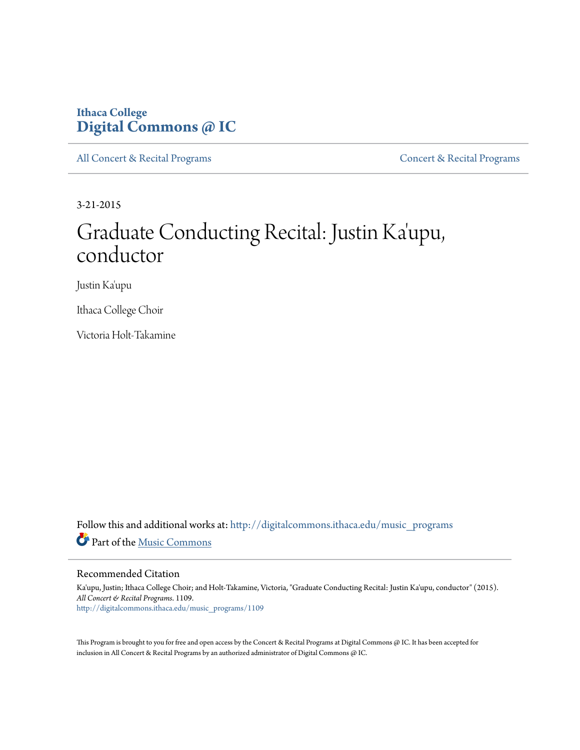Ithaca College
**Digital Commons @ IC**

All Concert & Recital Programs | Concert & Recital Programs

3-21-2015

# Graduate Conducting Recital: Justin Ka'upu, conductor

Justin Ka'upu

Ithaca College Choir

Victoria Holt-Takamine

Follow this and additional works at: http://digitalcommons.ithaca.edu/music_programs

Part of the Music Commons

## Recommended Citation

Ka'upu, Justin; Ithaca College Choir; and Holt-Takamine, Victoria, "Graduate Conducting Recital: Justin Ka'upu, conductor" (2015). *All Concert & Recital Programs*. 1109.
http://digitalcommons.ithaca.edu/music_programs/1109

This Program is brought to you for free and open access by the Concert & Recital Programs at Digital Commons @ IC. It has been accepted for inclusion in All Concert & Recital Programs by an authorized administrator of Digital Commons @ IC.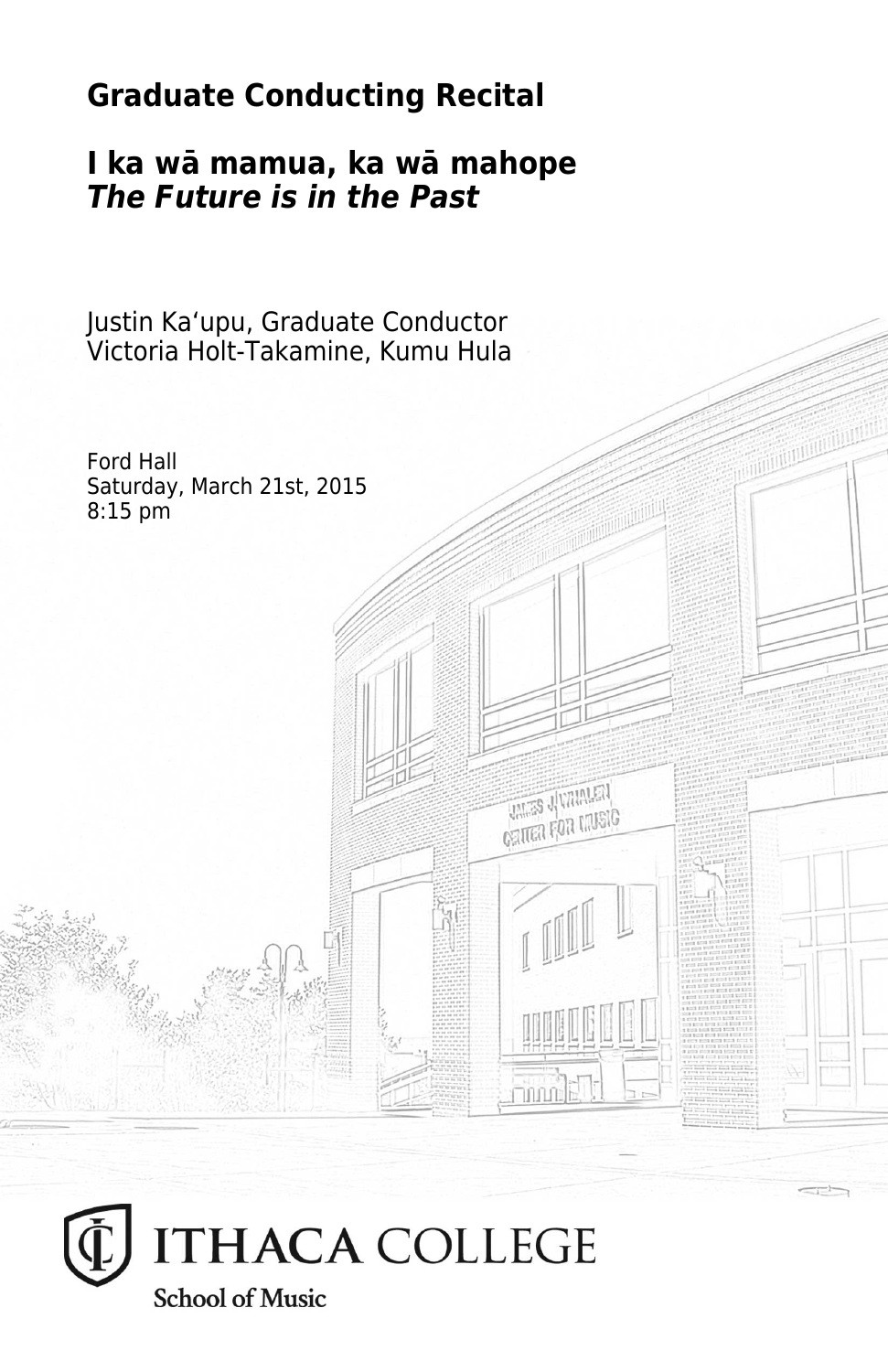# Graduate Conducting Recital

## I ka wā mamua, ka wā mahope
## ***The Future is in the Past***

Justin Kaʻupu, Graduate Conductor
Victoria Holt-Takamine, Kumu Hula

Ford Hall
Saturday, March 21st, 2015
8:15 pm

ITHACA COLLEGE
School of Music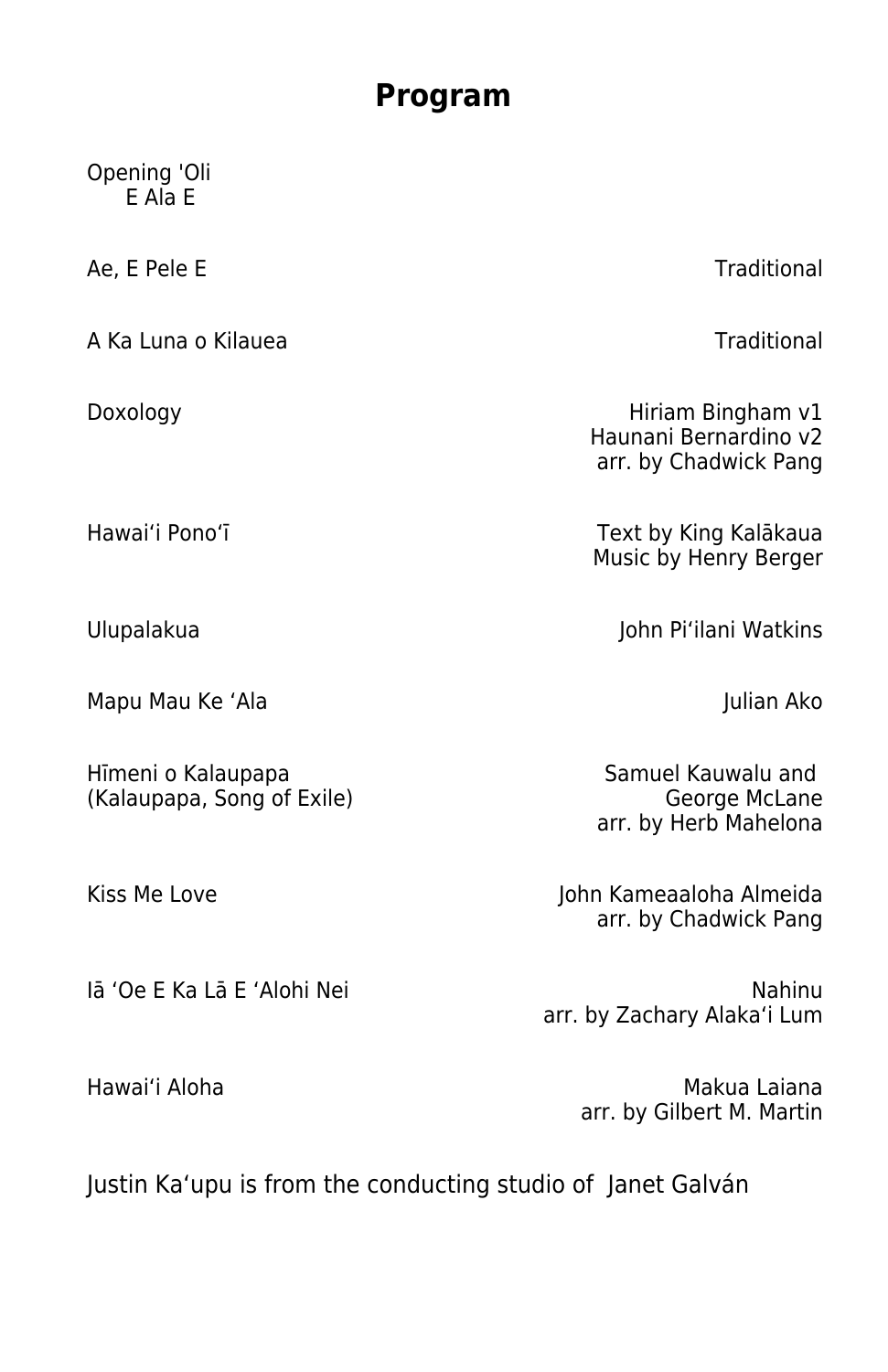# Program

Opening 'Oli
E Ala E

| | |
|---|---|
| Ae, E Pele E | Traditional |
| A Ka Luna o Kilauea | Traditional |
| Doxology | Hiriam Bingham v1<br>Haunani Bernardino v2<br>arr. by Chadwick Pang |
| Hawaiʻi Ponoʻī | Text by King Kalākaua<br>Music by Henry Berger |
| Ulupalakua | John Piʻilani Watkins |
| Mapu Mau Ke ʻAla | Julian Ako |
| Hīmeni o Kalaupapa<br>(Kalaupapa, Song of Exile) | Samuel Kauwalu and<br>George McLane<br>arr. by Herb Mahelona |
| Kiss Me Love | John Kameaaloha Almeida<br>arr. by Chadwick Pang |
| Iā ʻOe E Ka Lā E ʻAlohi Nei | Nahinu<br>arr. by Zachary Alakaʻi Lum |
| Hawaiʻi Aloha | Makua Laiana<br>arr. by Gilbert M. Martin |

Justin Kaʻupu is from the conducting studio of Janet Galván